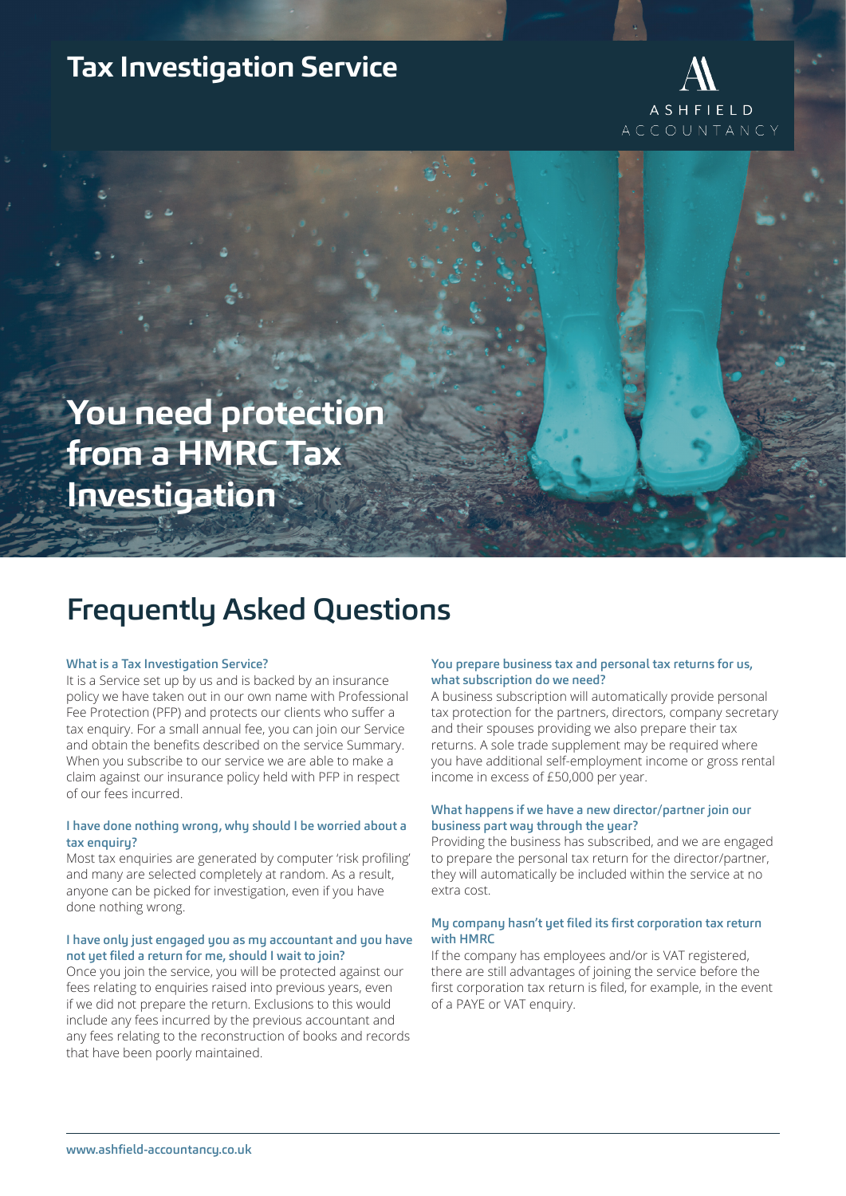# Tax Investigation Service

ASHFIELD ACCOUNTANCY

## You need protection from a HMRC Tax Investigation

## Frequently Asked Questions

### What is a Tax Investigation Service?

It is a Service set up by us and is backed by an insurance policy we have taken out in our own name with Professional Fee Protection (PFP) and protects our clients who suffer a tax enquiry. For a small annual fee, you can join our Service and obtain the benefits described on the service Summary. When you subscribe to our service we are able to make a claim against our insurance policy held with PFP in respect of our fees incurred.

### I have done nothing wrong, why should I be worried about a tax enquiry?

Most tax enquiries are generated by computer 'risk profiling' and many are selected completely at random. As a result, anyone can be picked for investigation, even if you have done nothing wrong.

### I have only just engaged you as my accountant and you have not yet filed a return for me, should I wait to join?

Once you join the service, you will be protected against our fees relating to enquiries raised into previous years, even if we did not prepare the return. Exclusions to this would include any fees incurred by the previous accountant and any fees relating to the reconstruction of books and records that have been poorly maintained.

### You prepare business tax and personal tax returns for us, what subscription do we need?

A business subscription will automatically provide personal tax protection for the partners, directors, company secretary and their spouses providing we also prepare their tax returns. A sole trade supplement may be required where you have additional self-employment income or gross rental income in excess of £50,000 per year.

### What happens if we have a new director/partner join our business part way through the year?

Providing the business has subscribed, and we are engaged to prepare the personal tax return for the director/partner, they will automatically be included within the service at no extra cost.

### My company hasn't yet filed its first corporation tax return with HMRC

If the company has employees and/or is VAT registered, there are still advantages of joining the service before the first corporation tax return is filed, for example, in the event of a PAYE or VAT enquiry.

www.ashfield-accountancy.co.uk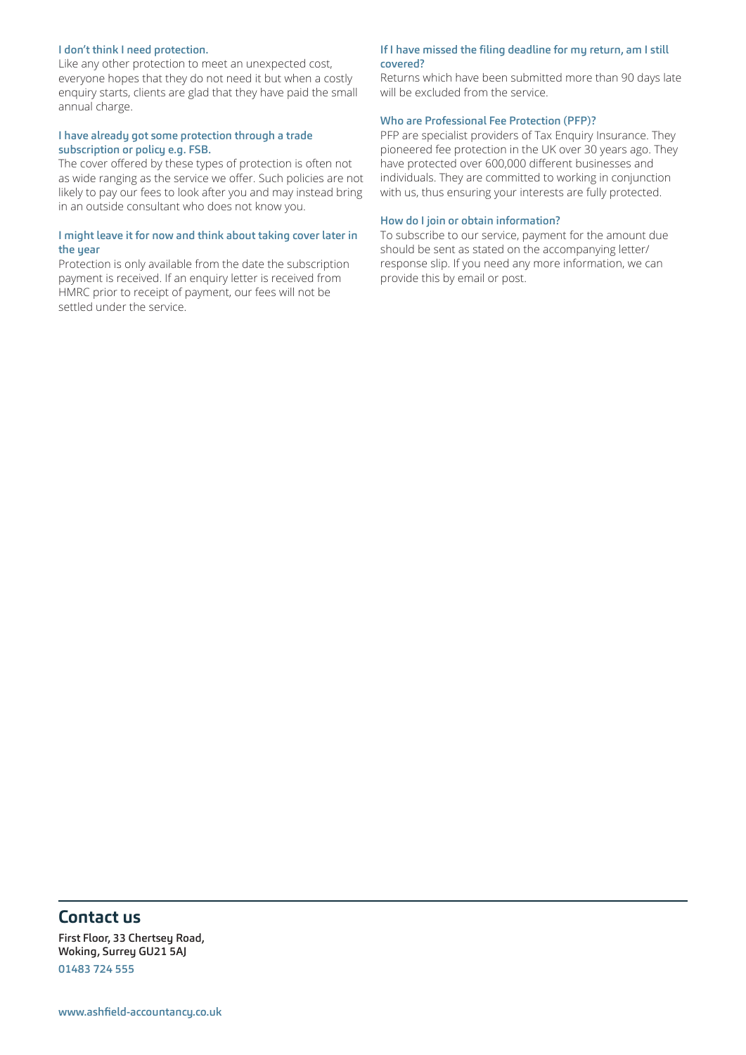### I don't think I need protection.

Like any other protection to meet an unexpected cost, everyone hopes that they do not need it but when a costly enquiry starts, clients are glad that they have paid the small annual charge.

### I have already got some protection through a trade subscription or policy e.g. FSB.

The cover offered by these types of protection is often not as wide ranging as the service we offer. Such policies are not likely to pay our fees to look after you and may instead bring in an outside consultant who does not know you.

### I might leave it for now and think about taking cover later in the year

Protection is only available from the date the subscription payment is received. If an enquiry letter is received from HMRC prior to receipt of payment, our fees will not be settled under the service.

### If I have missed the filing deadline for my return, am I still covered?

Returns which have been submitted more than 90 days late will be excluded from the service.

### Who are Professional Fee Protection (PFP)?

PFP are specialist providers of Tax Enquiry Insurance. They pioneered fee protection in the UK over 30 years ago. They have protected over 600,000 different businesses and individuals. They are committed to working in conjunction with us, thus ensuring your interests are fully protected.

### How do I join or obtain information?

To subscribe to our service, payment for the amount due should be sent as stated on the accompanying letter/response slip. If you need any more information, we can provide this by email or post.

## Contact us

**First Floor, 33 Chertsey Road,**
**Woking, Surrey GU21 5AJ**

**01483 724 555**

**www.ashfield-accountancy.co.uk**